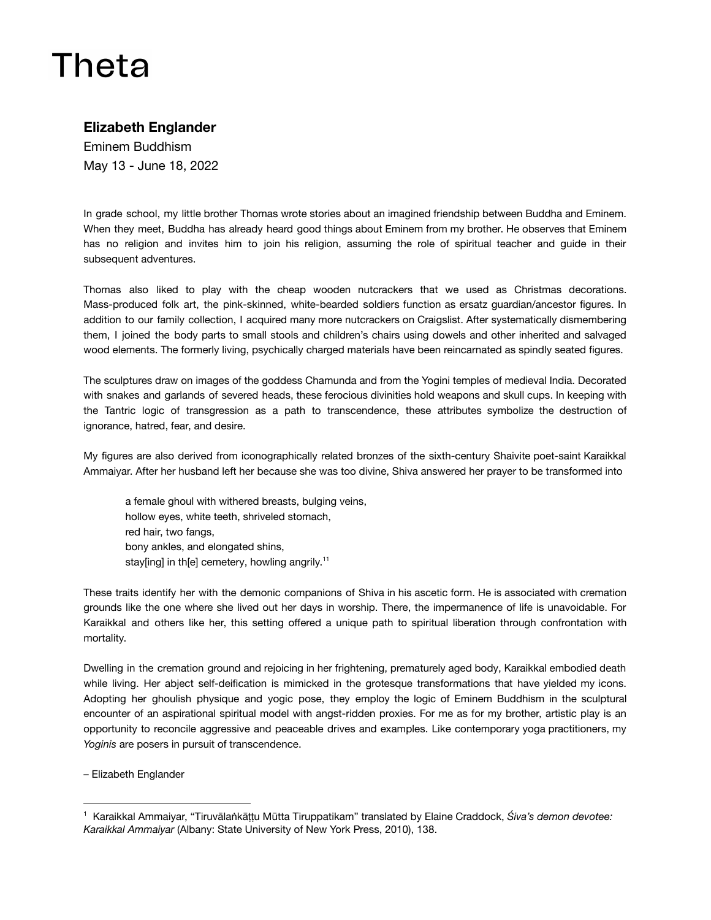# Theta

**Elizabeth Englander**
Eminem Buddhism
May 13 - June 18, 2022

In grade school, my little brother Thomas wrote stories about an imagined friendship between Buddha and Eminem. When they meet, Buddha has already heard good things about Eminem from my brother. He observes that Eminem has no religion and invites him to join his religion, assuming the role of spiritual teacher and guide in their subsequent adventures.

Thomas also liked to play with the cheap wooden nutcrackers that we used as Christmas decorations. Mass-produced folk art, the pink-skinned, white-bearded soldiers function as ersatz guardian/ancestor figures. In addition to our family collection, I acquired many more nutcrackers on Craigslist. After systematically dismembering them, I joined the body parts to small stools and children's chairs using dowels and other inherited and salvaged wood elements. The formerly living, psychically charged materials have been reincarnated as spindly seated figures.

The sculptures draw on images of the goddess Chamunda and from the Yogini temples of medieval India. Decorated with snakes and garlands of severed heads, these ferocious divinities hold weapons and skull cups. In keeping with the Tantric logic of transgression as a path to transcendence, these attributes symbolize the destruction of ignorance, hatred, fear, and desire.

My figures are also derived from iconographically related bronzes of the sixth-century Shaivite poet-saint Karaikkal Ammaiyar. After her husband left her because she was too divine, Shiva answered her prayer to be transformed into

> a female ghoul with withered breasts, bulging veins,
> hollow eyes, white teeth, shriveled stomach,
> red hair, two fangs,
> bony ankles, and elongated shins,
> stay[ing] in th[e] cemetery, howling angrily.[1]

These traits identify her with the demonic companions of Shiva in his ascetic form. He is associated with cremation grounds like the one where she lived out her days in worship. There, the impermanence of life is unavoidable. For Karaikkal and others like her, this setting offered a unique path to spiritual liberation through confrontation with mortality.

Dwelling in the cremation ground and rejoicing in her frightening, prematurely aged body, Karaikkal embodied death while living. Her abject self-deification is mimicked in the grotesque transformations that have yielded my icons. Adopting her ghoulish physique and yogic pose, they employ the logic of Eminem Buddhism in the sculptural encounter of an aspirational spiritual model with angst-ridden proxies. For me as for my brother, artistic play is an opportunity to reconcile aggressive and peaceable drives and examples. Like contemporary yoga practitioners, my *Yoginis* are posers in pursuit of transcendence.

– Elizabeth Englander

---

[1] Karaikkal Ammaiyar, "Tiruvālaṅkāṭṭu Mūtta Tiruppatikam" translated by Elaine Craddock, *Śiva's demon devotee: Karaikkal Ammaiyar* (Albany: State University of New York Press, 2010), 138.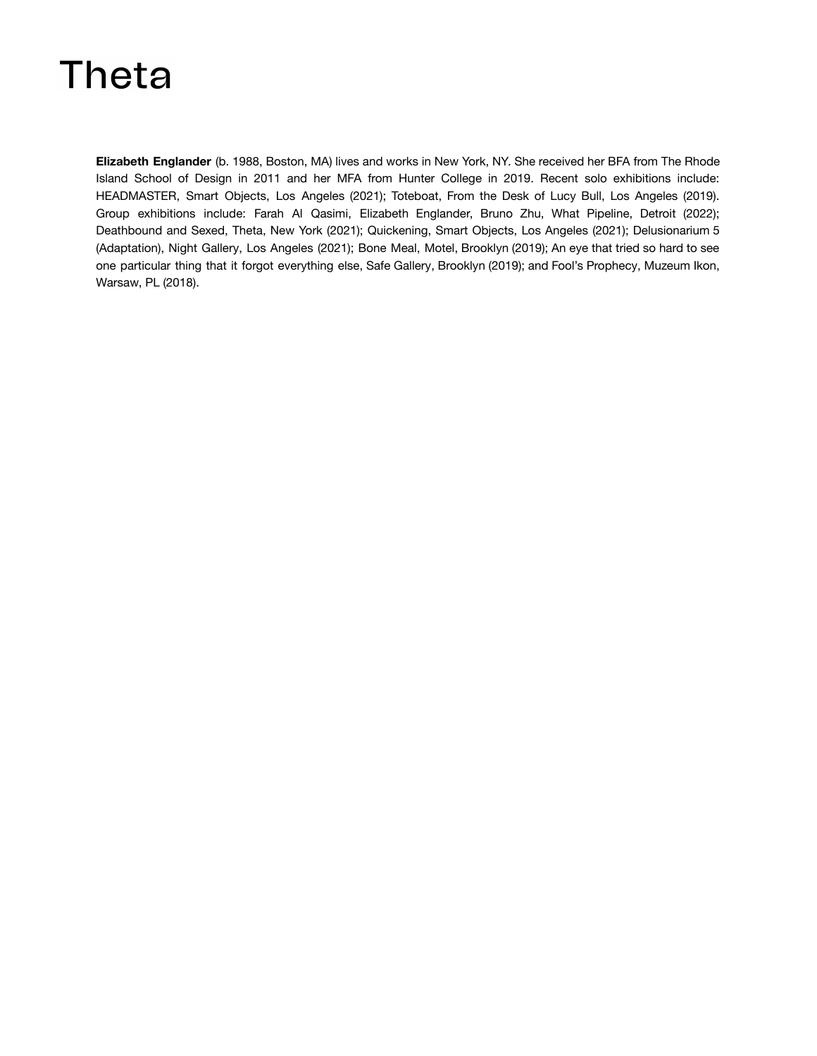# Theta

**Elizabeth Englander** (b. 1988, Boston, MA) lives and works in New York, NY. She received her BFA from The Rhode Island School of Design in 2011 and her MFA from Hunter College in 2019. Recent solo exhibitions include: HEADMASTER, Smart Objects, Los Angeles (2021); Toteboat, From the Desk of Lucy Bull, Los Angeles (2019). Group exhibitions include: Farah Al Qasimi, Elizabeth Englander, Bruno Zhu, What Pipeline, Detroit (2022); Deathbound and Sexed, Theta, New York (2021); Quickening, Smart Objects, Los Angeles (2021); Delusionarium 5 (Adaptation), Night Gallery, Los Angeles (2021); Bone Meal, Motel, Brooklyn (2019); An eye that tried so hard to see one particular thing that it forgot everything else, Safe Gallery, Brooklyn (2019); and Fool's Prophecy, Muzeum Ikon, Warsaw, PL (2018).